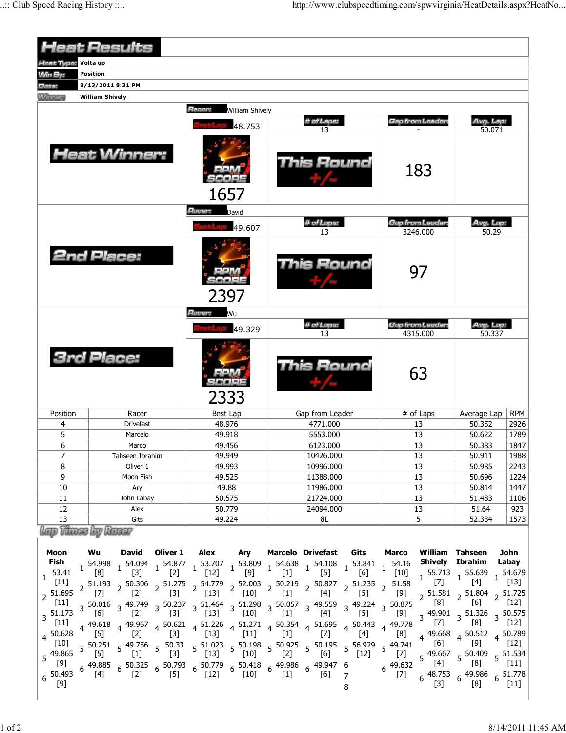# Heat Results

| | |
|---|---|
| Heat Type: | Volta gp |
| Win By: | Position |
| Date: | 8/13/2011 8:31 PM |
| Winner: | William Shively |

## Heat Winner:

Racer: William Shively

| Best Lap | # of Laps | Gap from Leader | Avg. Lap |
|---|---|---|---|
| 48.753 | 13 | - | 50.071 |

RPM SCORE: 1657

This Round +/-: 183

## 2nd Place:

Racer: David

| Best Lap | # of Laps | Gap from Leader | Avg. Lap |
|---|---|---|---|
| 49.607 | 13 | 3246.000 | 50.29 |

RPM SCORE: 2397

This Round +/-: 97

## 3rd Place:

Racer: Wu

| Best Lap | # of Laps | Gap from Leader | Avg. Lap |
|---|---|---|---|
| 49.329 | 13 | 4315.000 | 50.337 |

RPM SCORE: 2333

This Round +/-: 63

| Position | Racer | Best Lap | Gap from Leader | # of Laps | Average Lap | RPM |
|---|---|---|---|---|---|---|
| 4 | Drivefast | 48.976 | 4771.000 | 13 | 50.352 | 2926 |
| 5 | Marcelo | 49.918 | 5553.000 | 13 | 50.622 | 1789 |
| 6 | Marco | 49.456 | 6123.000 | 13 | 50.383 | 1847 |
| 7 | Tahseen Ibrahim | 49.949 | 10426.000 | 13 | 50.911 | 1988 |
| 8 | Oliver 1 | 49.993 | 10996.000 | 13 | 50.985 | 2243 |
| 9 | Moon Fish | 49.525 | 11388.000 | 13 | 50.696 | 1224 |
| 10 | Ary | 49.88 | 11986.000 | 13 | 50.814 | 1447 |
| 11 | John Labay | 50.575 | 21724.000 | 13 | 51.483 | 1106 |
| 12 | Alex | 50.779 | 24094.000 | 13 | 51.64 | 923 |
| 13 | Gits | 49.224 | 8L | 5 | 52.334 | 1573 |

## Lap Times by Racer

| Lap | Moon Fish | Wu | David | Oliver 1 | Alex | Ary | Marcelo | Drivefast | Gits | Marco | William Shively | Tahseen Ibrahim | John Labay |
|---|---|---|---|---|---|---|---|---|---|---|---|---|---|
| 1 | 53.41 [11] | 54.998 [8] | 54.094 [3] | 54.877 [2] | 53.707 [12] | 53.809 [9] | 54.638 [1] | 54.108 [5] | 53.841 [6] | 54.16 [10] | 55.713 [7] | 55.639 [4] | 54.679 [13] |
| 2 | 51.695 [11] | 51.193 [7] | 50.306 [2] | 51.275 [3] | 54.779 [13] | 52.003 [10] | 50.219 [1] | 50.827 [4] | 51.235 [5] | 51.58 [9] | 51.581 [8] | 51.804 [6] | 51.725 [12] |
| 3 | 51.173 [11] | 50.016 [6] | 49.749 [2] | 50.237 [3] | 51.464 [13] | 51.298 [10] | 50.057 [1] | 49.559 [4] | 49.224 [5] | 50.875 [9] | 49.901 [7] | 51.326 [8] | 50.575 [12] |
| 4 | 50.628 [10] | 49.618 [5] | 49.967 [2] | 50.621 [3] | 51.226 [13] | 51.271 [11] | 50.354 [1] | 51.695 [7] | 50.443 [4] | 49.778 [8] | 49.668 [6] | 50.512 [9] | 50.789 [12] |
| 5 | 49.865 [9] | 50.251 [5] | 49.756 [1] | 50.33 [3] | 51.023 [13] | 50.198 [10] | 50.925 [2] | 50.195 [6] | 56.929 [12] | 49.741 [7] | 49.667 [4] | 50.409 [8] | 51.534 [11] |
| 6 | 50.493 [9] | 49.885 [4] | 50.325 [2] | 50.793 [5] | 50.779 [12] | 50.418 [10] | 49.986 [1] | 49.947 [6] | | 49.632 [7] | 48.753 [3] | 49.986 [8] | 51.778 [11] |
| 7 | | | | | | | | | | | | | |
| 8 | | | | | | | | | | | | | |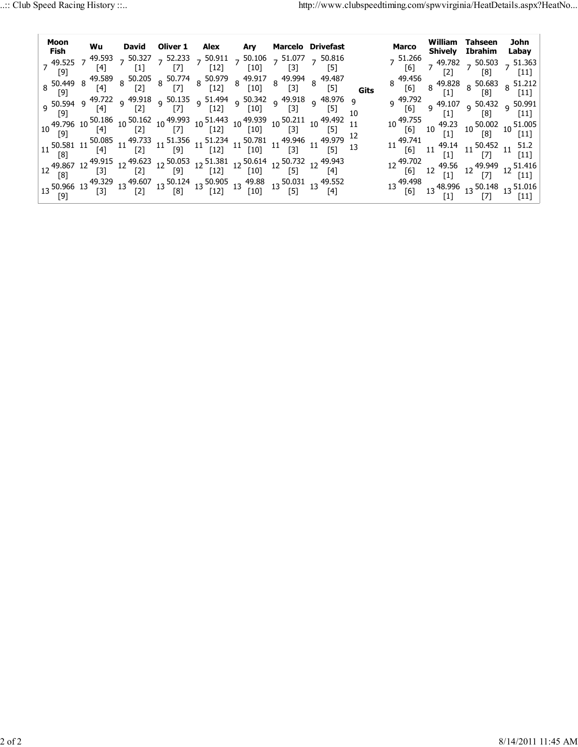| Moon Fish | Wu | David | Oliver 1 | Alex | Ary | Marcelo | Drivefast | Gits | Marco | William Shively | Tahseen Ibrahim | John Labay |
|---|---|---|---|---|---|---|---|---|---|---|---|---|
| 7 49.525 [9] | 7 49.593 [4] | 7 50.327 [1] | 7 52.233 [7] | 7 50.911 [12] | 7 50.106 [10] | 7 51.077 [3] | 7 50.816 [5] | | 7 51.266 [6] | 7 49.782 [2] | 7 50.503 [8] | 7 51.363 [11] |
| 8 50.449 [9] | 8 49.589 [4] | 8 50.205 [2] | 8 50.774 [7] | 8 50.979 [12] | 8 49.917 [10] | 8 49.994 [3] | 8 49.487 [5] | | 8 49.456 [6] | 8 49.828 [1] | 8 50.683 [8] | 8 51.212 [11] |
| 9 50.594 [9] | 9 49.722 [4] | 9 49.918 [2] | 9 50.135 [7] | 9 51.494 [12] | 9 50.342 [10] | 9 49.918 [3] | 9 48.976 [5] | 9 | 9 49.792 [6] | 9 49.107 [1] | 9 50.432 [8] | 9 50.991 [11] |
| 10 49.796 [9] | 10 50.186 [4] | 10 50.162 [2] | 10 49.993 [7] | 10 51.443 [12] | 10 49.939 [10] | 10 50.211 [3] | 10 49.492 [5] | 10 | 10 49.755 [6] | 10 49.23 [1] | 10 50.002 [8] | 10 51.005 [11] |
| 11 50.581 [8] | 11 50.085 [4] | 11 49.733 [2] | 11 51.356 [9] | 11 51.234 [12] | 11 50.781 [10] | 11 49.946 [3] | 11 49.979 [5] | 11 | 11 49.741 [6] | 11 49.14 [1] | 11 50.452 [7] | 11 51.2 [11] |
| 12 49.867 [8] | 12 49.915 [3] | 12 49.623 [2] | 12 50.053 [9] | 12 51.381 [12] | 12 50.614 [10] | 12 50.732 [5] | 12 49.943 [4] | 12 | 12 49.702 [6] | 12 49.56 [1] | 12 49.949 [7] | 12 51.416 [11] |
| 13 50.966 [9] | 13 49.329 [3] | 13 49.607 [2] | 13 50.124 [8] | 13 50.905 [12] | 13 49.88 [10] | 13 50.031 [5] | 13 49.552 [4] | 13 | 13 49.498 [6] | 13 48.996 [1] | 13 50.148 [7] | 13 51.016 [11] |